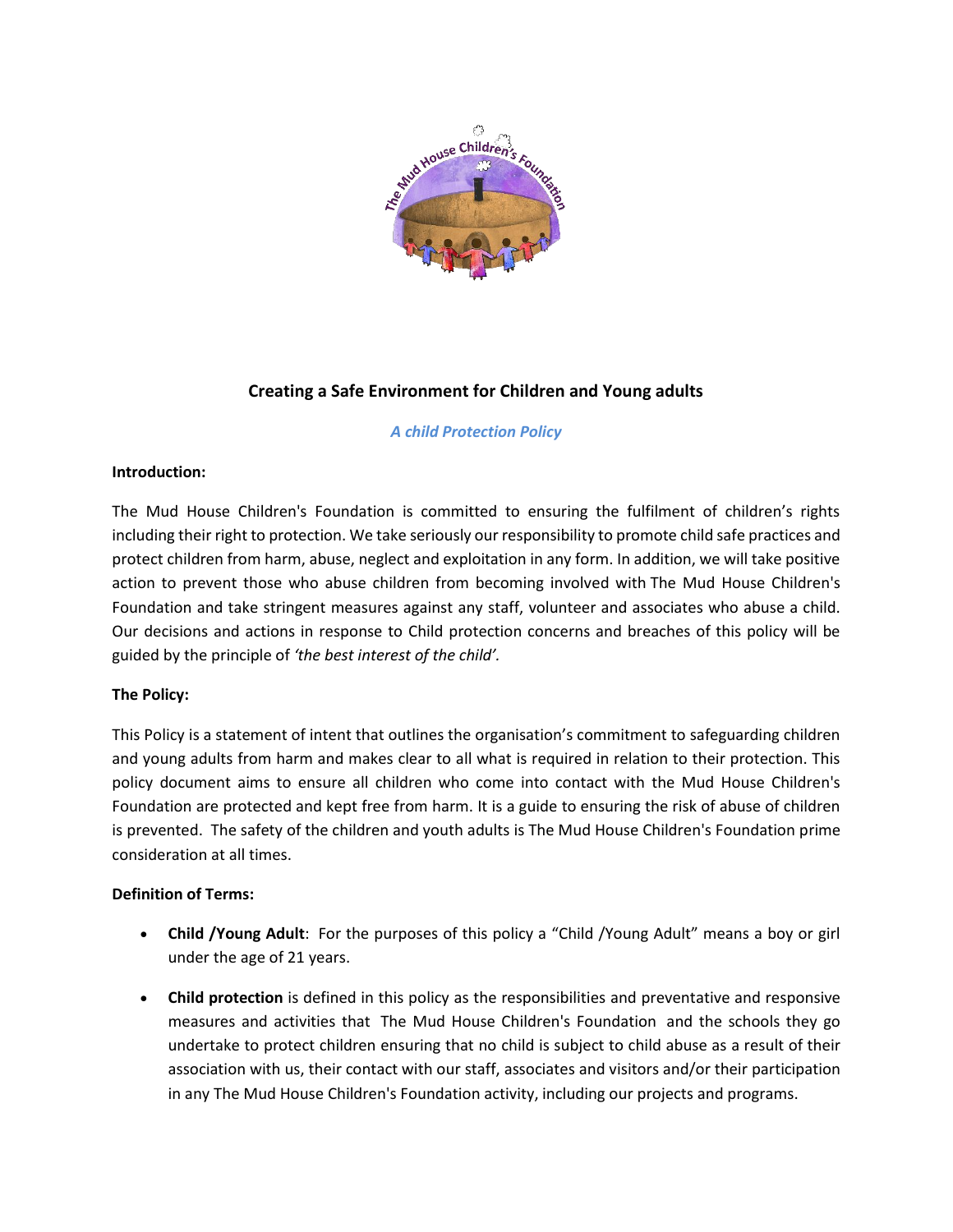# Creating a Safe Environment for Children and Young adults

*A child Protection Policy*

**Introduction:**

The Mud House Children's Foundation is committed to ensuring the fulfilment of children's rights including their right to protection. We take seriously our responsibility to promote child safe practices and protect children from harm, abuse, neglect and exploitation in any form. In addition, we will take positive action to prevent those who abuse children from becoming involved with The Mud House Children's Foundation and take stringent measures against any staff, volunteer and associates who abuse a child. Our decisions and actions in response to Child protection concerns and breaches of this policy will be guided by the principle of *'the best interest of the child'.*

**The Policy:**

This Policy is a statement of intent that outlines the organisation's commitment to safeguarding children and young adults from harm and makes clear to all what is required in relation to their protection. This policy document aims to ensure all children who come into contact with the Mud House Children's Foundation are protected and kept free from harm. It is a guide to ensuring the risk of abuse of children is prevented. The safety of the children and youth adults is The Mud House Children's Foundation prime consideration at all times.

**Definition of Terms:**

- **Child /Young Adult**: For the purposes of this policy a "Child /Young Adult" means a boy or girl under the age of 21 years.
- **Child protection** is defined in this policy as the responsibilities and preventative and responsive measures and activities that The Mud House Children's Foundation and the schools they go undertake to protect children ensuring that no child is subject to child abuse as a result of their association with us, their contact with our staff, associates and visitors and/or their participation in any The Mud House Children's Foundation activity, including our projects and programs.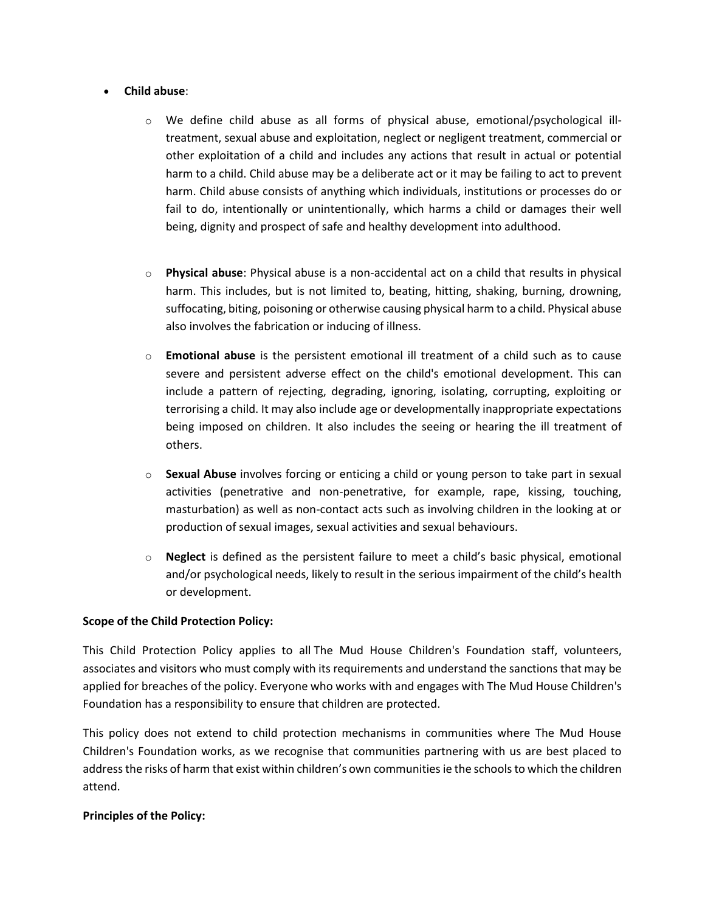- **Child abuse**:
  - We define child abuse as all forms of physical abuse, emotional/psychological ill-treatment, sexual abuse and exploitation, neglect or negligent treatment, commercial or other exploitation of a child and includes any actions that result in actual or potential harm to a child. Child abuse may be a deliberate act or it may be failing to act to prevent harm. Child abuse consists of anything which individuals, institutions or processes do or fail to do, intentionally or unintentionally, which harms a child or damages their well being, dignity and prospect of safe and healthy development into adulthood.
  - **Physical abuse**: Physical abuse is a non-accidental act on a child that results in physical harm. This includes, but is not limited to, beating, hitting, shaking, burning, drowning, suffocating, biting, poisoning or otherwise causing physical harm to a child. Physical abuse also involves the fabrication or inducing of illness.
  - **Emotional abuse** is the persistent emotional ill treatment of a child such as to cause severe and persistent adverse effect on the child's emotional development. This can include a pattern of rejecting, degrading, ignoring, isolating, corrupting, exploiting or terrorising a child. It may also include age or developmentally inappropriate expectations being imposed on children. It also includes the seeing or hearing the ill treatment of others.
  - **Sexual Abuse** involves forcing or enticing a child or young person to take part in sexual activities (penetrative and non-penetrative, for example, rape, kissing, touching, masturbation) as well as non-contact acts such as involving children in the looking at or production of sexual images, sexual activities and sexual behaviours.
  - **Neglect** is defined as the persistent failure to meet a child's basic physical, emotional and/or psychological needs, likely to result in the serious impairment of the child's health or development.

**Scope of the Child Protection Policy:**

This Child Protection Policy applies to all The Mud House Children's Foundation staff, volunteers, associates and visitors who must comply with its requirements and understand the sanctions that may be applied for breaches of the policy. Everyone who works with and engages with The Mud House Children's Foundation has a responsibility to ensure that children are protected.

This policy does not extend to child protection mechanisms in communities where The Mud House Children's Foundation works, as we recognise that communities partnering with us are best placed to address the risks of harm that exist within children's own communities ie the schools to which the children attend.

**Principles of the Policy:**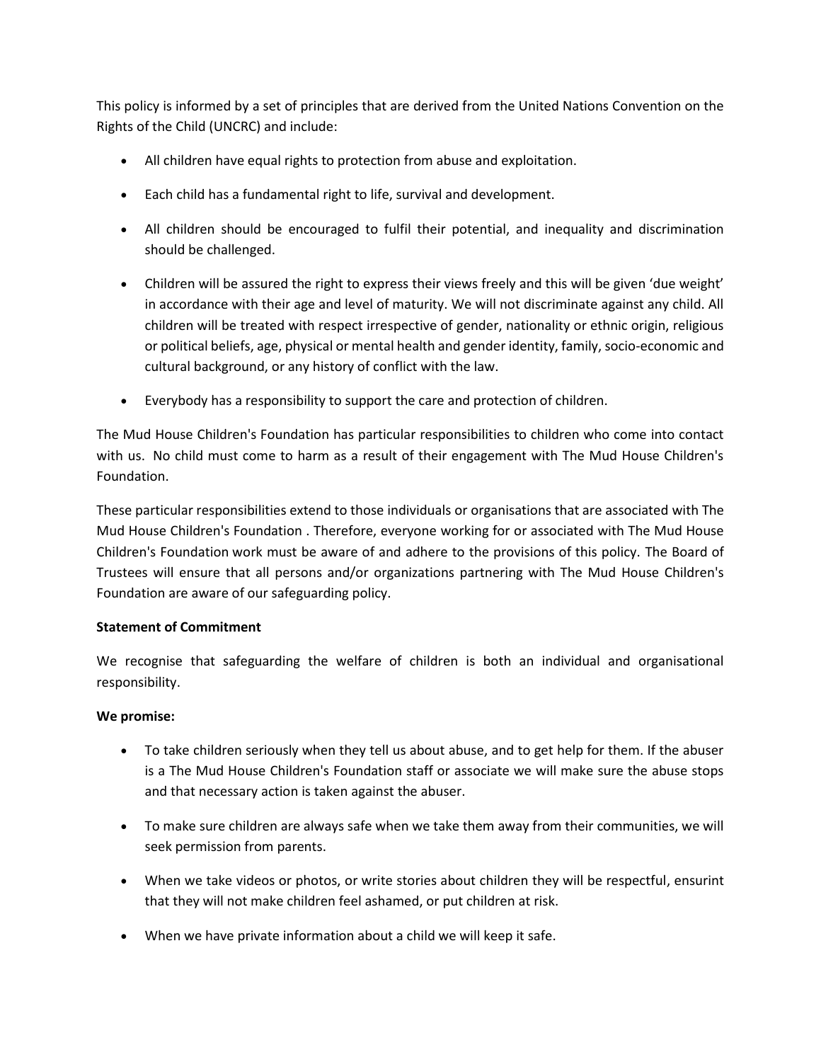This policy is informed by a set of principles that are derived from the United Nations Convention on the Rights of the Child (UNCRC) and include:

- All children have equal rights to protection from abuse and exploitation.
- Each child has a fundamental right to life, survival and development.
- All children should be encouraged to fulfil their potential, and inequality and discrimination should be challenged.
- Children will be assured the right to express their views freely and this will be given 'due weight' in accordance with their age and level of maturity. We will not discriminate against any child. All children will be treated with respect irrespective of gender, nationality or ethnic origin, religious or political beliefs, age, physical or mental health and gender identity, family, socio-economic and cultural background, or any history of conflict with the law.
- Everybody has a responsibility to support the care and protection of children.

The Mud House Children's Foundation has particular responsibilities to children who come into contact with us. No child must come to harm as a result of their engagement with The Mud House Children's Foundation.

These particular responsibilities extend to those individuals or organisations that are associated with The Mud House Children's Foundation . Therefore, everyone working for or associated with The Mud House Children's Foundation work must be aware of and adhere to the provisions of this policy. The Board of Trustees will ensure that all persons and/or organizations partnering with The Mud House Children's Foundation are aware of our safeguarding policy.

**Statement of Commitment**

We recognise that safeguarding the welfare of children is both an individual and organisational responsibility.

**We promise:**

- To take children seriously when they tell us about abuse, and to get help for them. If the abuser is a The Mud House Children's Foundation staff or associate we will make sure the abuse stops and that necessary action is taken against the abuser.
- To make sure children are always safe when we take them away from their communities, we will seek permission from parents.
- When we take videos or photos, or write stories about children they will be respectful, ensurint that they will not make children feel ashamed, or put children at risk.
- When we have private information about a child we will keep it safe.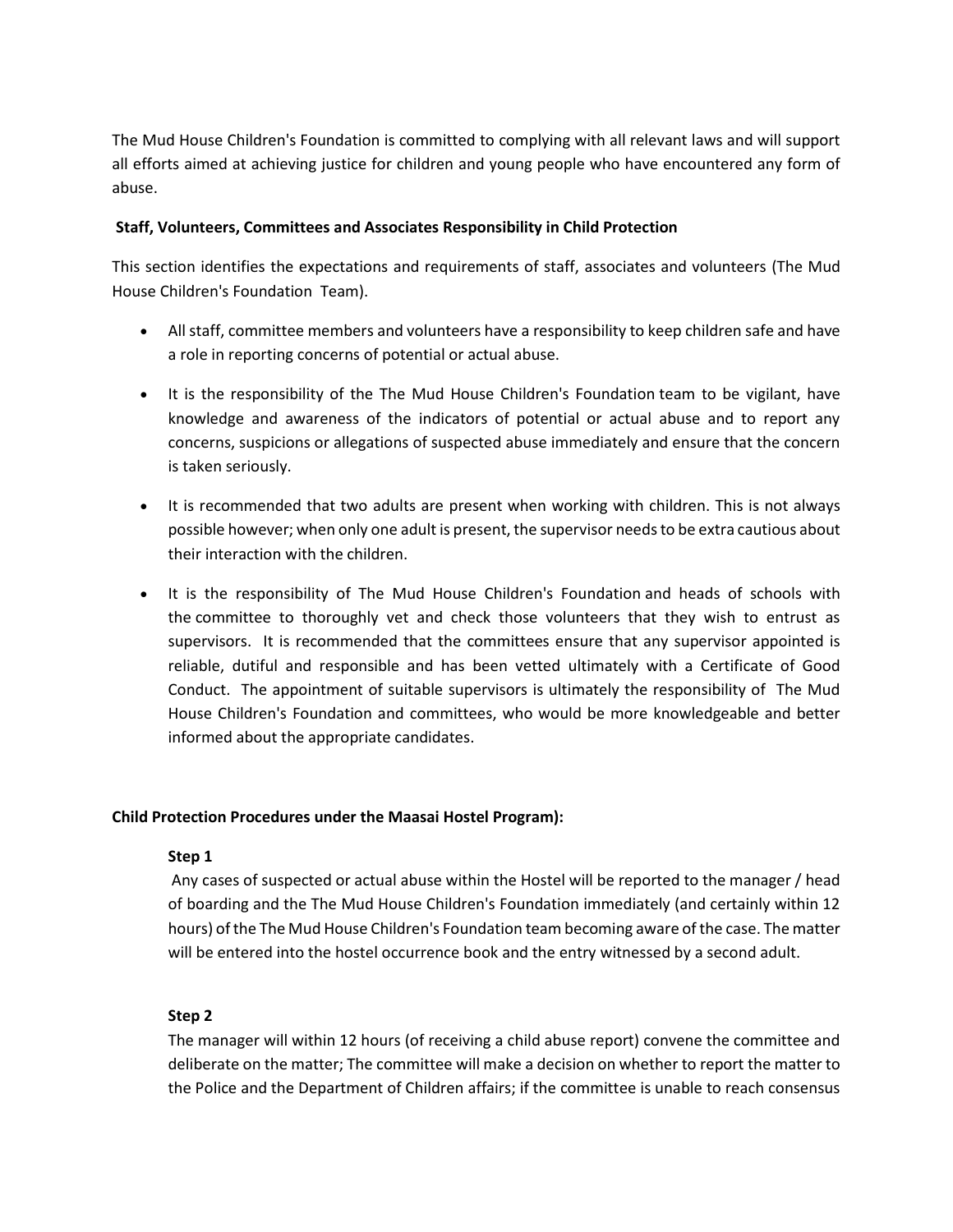The Mud House Children's Foundation is committed to complying with all relevant laws and will support all efforts aimed at achieving justice for children and young people who have encountered any form of abuse.

**Staff, Volunteers, Committees and Associates Responsibility in Child Protection**

This section identifies the expectations and requirements of staff, associates and volunteers (The Mud House Children's Foundation Team).

- All staff, committee members and volunteers have a responsibility to keep children safe and have a role in reporting concerns of potential or actual abuse.
- It is the responsibility of the The Mud House Children's Foundation team to be vigilant, have knowledge and awareness of the indicators of potential or actual abuse and to report any concerns, suspicions or allegations of suspected abuse immediately and ensure that the concern is taken seriously.
- It is recommended that two adults are present when working with children. This is not always possible however; when only one adult is present, the supervisor needs to be extra cautious about their interaction with the children.
- It is the responsibility of The Mud House Children's Foundation and heads of schools with the committee to thoroughly vet and check those volunteers that they wish to entrust as supervisors. It is recommended that the committees ensure that any supervisor appointed is reliable, dutiful and responsible and has been vetted ultimately with a Certificate of Good Conduct. The appointment of suitable supervisors is ultimately the responsibility of The Mud House Children's Foundation and committees, who would be more knowledgeable and better informed about the appropriate candidates.

**Child Protection Procedures under the Maasai Hostel Program):**

**Step 1**

Any cases of suspected or actual abuse within the Hostel will be reported to the manager / head of boarding and the The Mud House Children's Foundation immediately (and certainly within 12 hours) of the The Mud House Children's Foundation team becoming aware of the case. The matter will be entered into the hostel occurrence book and the entry witnessed by a second adult.

**Step 2**

The manager will within 12 hours (of receiving a child abuse report) convene the committee and deliberate on the matter; The committee will make a decision on whether to report the matter to the Police and the Department of Children affairs; if the committee is unable to reach consensus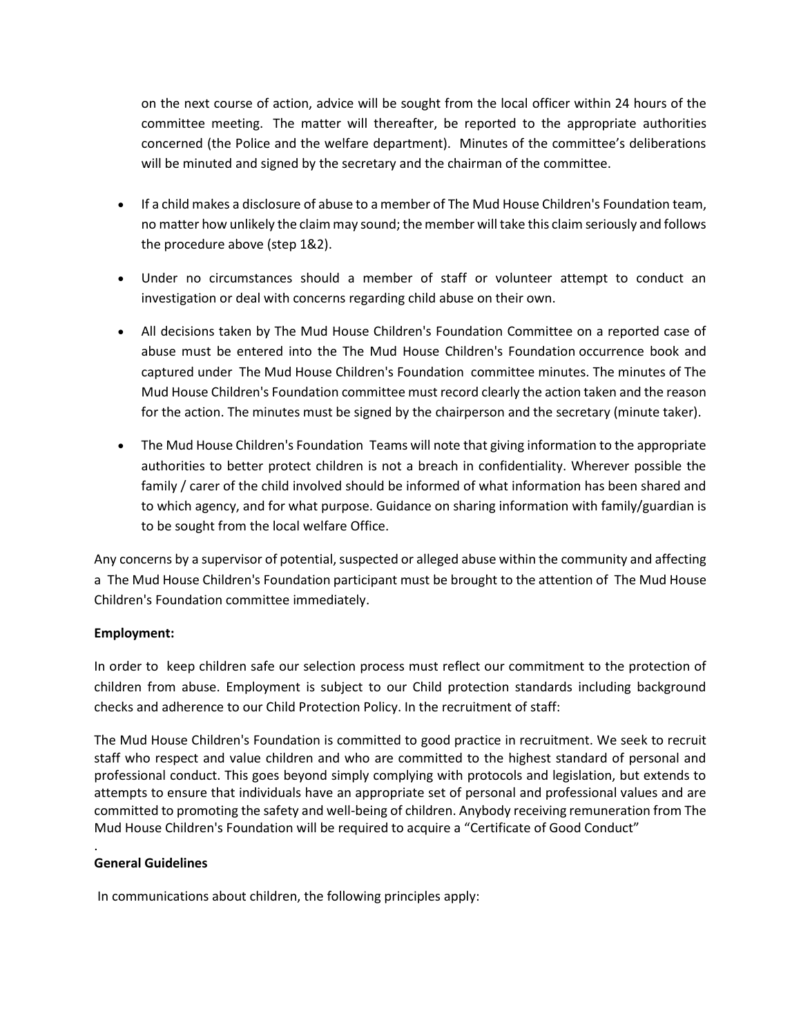on the next course of action, advice will be sought from the local officer within 24 hours of the committee meeting. The matter will thereafter, be reported to the appropriate authorities concerned (the Police and the welfare department). Minutes of the committee's deliberations will be minuted and signed by the secretary and the chairman of the committee.

- If a child makes a disclosure of abuse to a member of The Mud House Children's Foundation team, no matter how unlikely the claim may sound; the member will take this claim seriously and follows the procedure above (step 1&2).
- Under no circumstances should a member of staff or volunteer attempt to conduct an investigation or deal with concerns regarding child abuse on their own.
- All decisions taken by The Mud House Children's Foundation Committee on a reported case of abuse must be entered into the The Mud House Children's Foundation occurrence book and captured under The Mud House Children's Foundation committee minutes. The minutes of The Mud House Children's Foundation committee must record clearly the action taken and the reason for the action. The minutes must be signed by the chairperson and the secretary (minute taker).
- The Mud House Children's Foundation Teams will note that giving information to the appropriate authorities to better protect children is not a breach in confidentiality. Wherever possible the family / carer of the child involved should be informed of what information has been shared and to which agency, and for what purpose. Guidance on sharing information with family/guardian is to be sought from the local welfare Office.

Any concerns by a supervisor of potential, suspected or alleged abuse within the community and affecting a The Mud House Children's Foundation participant must be brought to the attention of The Mud House Children's Foundation committee immediately.

**Employment:**

In order to keep children safe our selection process must reflect our commitment to the protection of children from abuse. Employment is subject to our Child protection standards including background checks and adherence to our Child Protection Policy. In the recruitment of staff:

The Mud House Children's Foundation is committed to good practice in recruitment. We seek to recruit staff who respect and value children and who are committed to the highest standard of personal and professional conduct. This goes beyond simply complying with protocols and legislation, but extends to attempts to ensure that individuals have an appropriate set of personal and professional values and are committed to promoting the safety and well-being of children. Anybody receiving remuneration from The Mud House Children's Foundation will be required to acquire a "Certificate of Good Conduct"

.

**General Guidelines**

In communications about children, the following principles apply: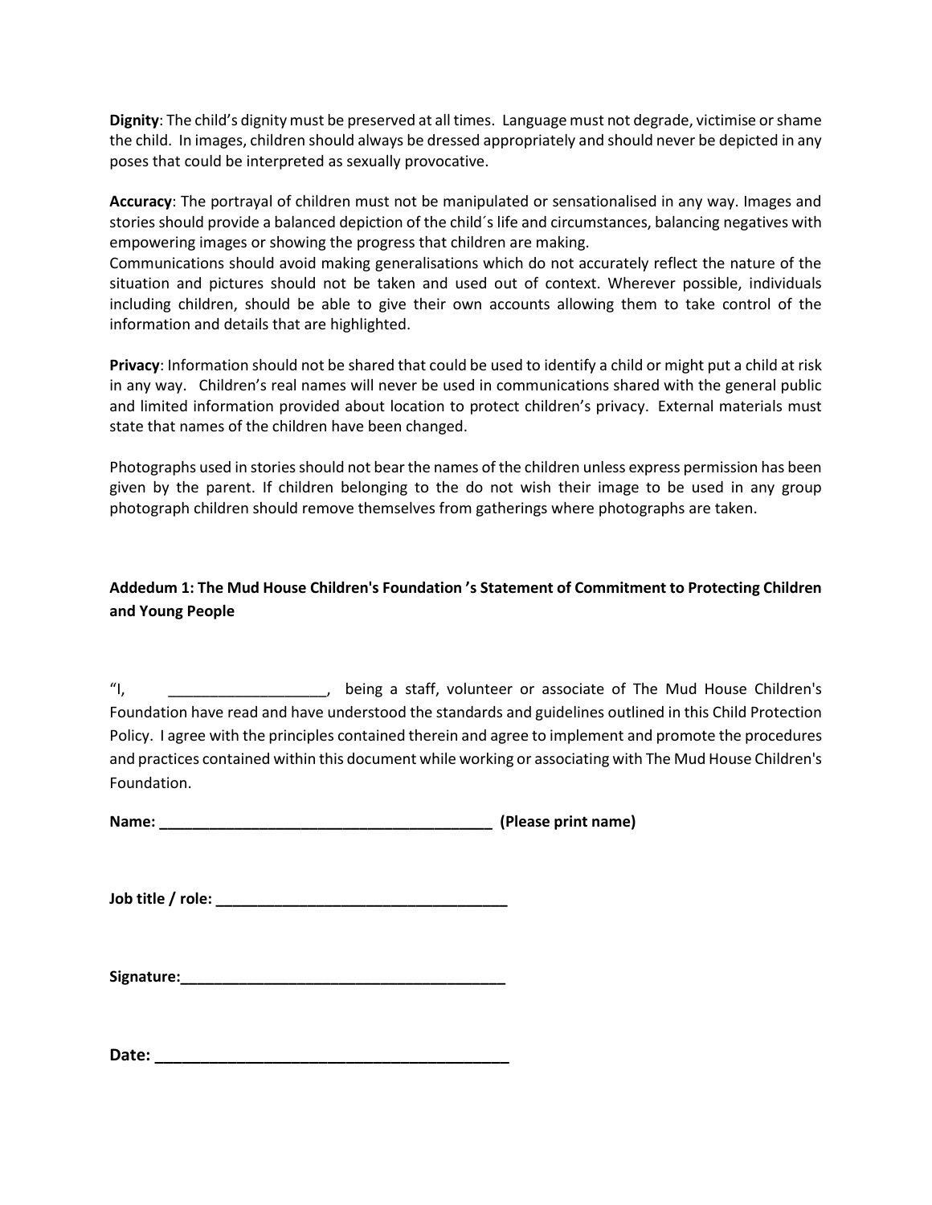**Dignity**: The child's dignity must be preserved at all times. Language must not degrade, victimise or shame the child. In images, children should always be dressed appropriately and should never be depicted in any poses that could be interpreted as sexually provocative.

**Accuracy**: The portrayal of children must not be manipulated or sensationalised in any way. Images and stories should provide a balanced depiction of the child´s life and circumstances, balancing negatives with empowering images or showing the progress that children are making.
Communications should avoid making generalisations which do not accurately reflect the nature of the situation and pictures should not be taken and used out of context. Wherever possible, individuals including children, should be able to give their own accounts allowing them to take control of the information and details that are highlighted.

**Privacy**: Information should not be shared that could be used to identify a child or might put a child at risk in any way. Children's real names will never be used in communications shared with the general public and limited information provided about location to protect children's privacy. External materials must state that names of the children have been changed.

Photographs used in stories should not bear the names of the children unless express permission has been given by the parent. If children belonging to the do not wish their image to be used in any group photograph children should remove themselves from gatherings where photographs are taken.

**Addedum 1: The Mud House Children's Foundation 's Statement of Commitment to Protecting Children and Young People**

"I, ___________________, being a staff, volunteer or associate of The Mud House Children's Foundation have read and have understood the standards and guidelines outlined in this Child Protection Policy. I agree with the principles contained therein and agree to implement and promote the procedures and practices contained within this document while working or associating with The Mud House Children's Foundation.

**Name: ________________________________________ (Please print name)**

**Job title / role: ___________________________________**

**Signature:_______________________________________**

**Date: ___________________________________________**